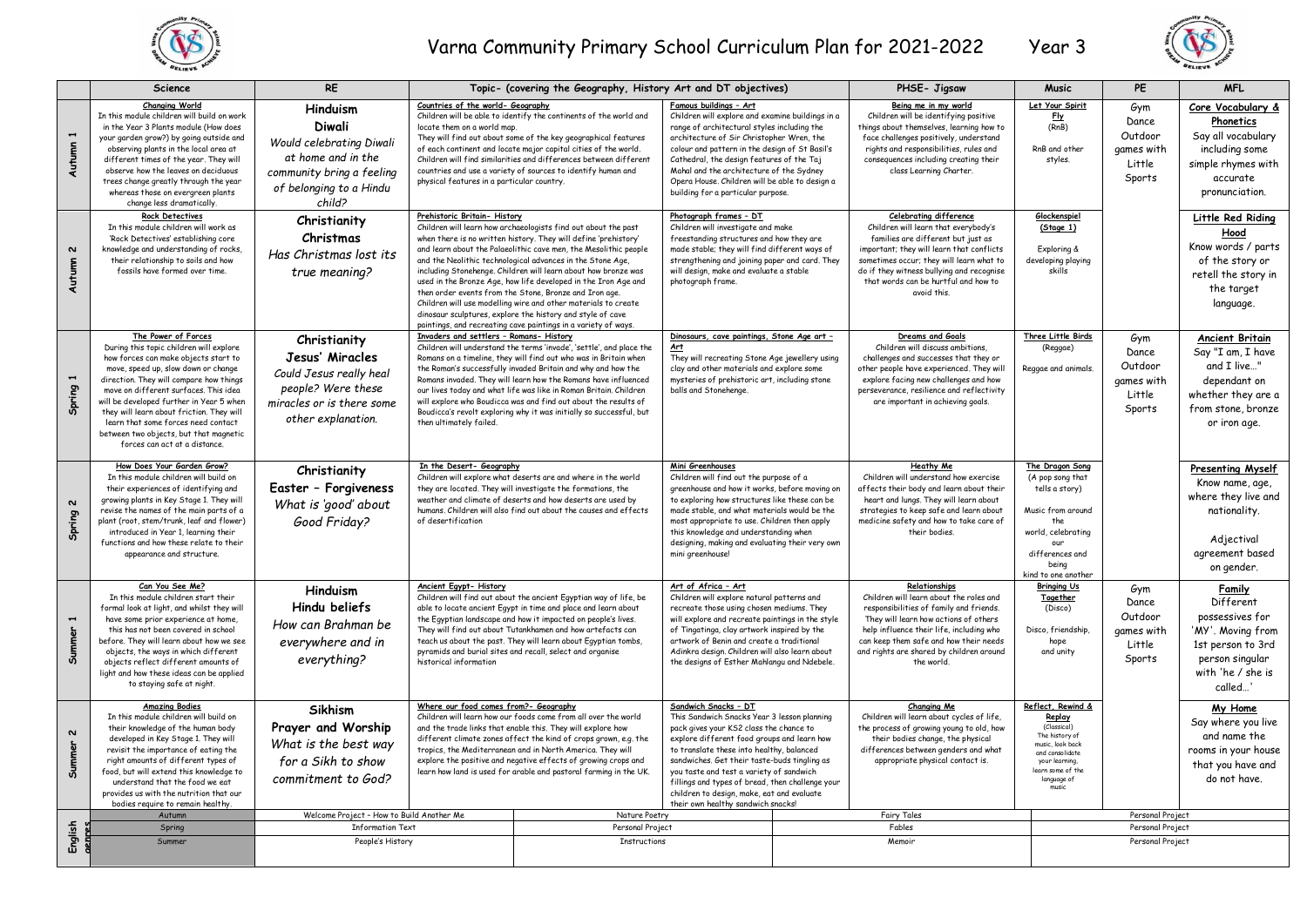# Varna Community Primary School Curriculum Plan for 2021-2022 Year 3

| | Science | RE | Topic- (covering the Geography, History Art and DT objectives) | | PHSE- Jigsaw | Music | PE | MFL |
|---|---|---|---|---|---|---|---|---|
| Autumn 1 | **Changing World** In this module children will build on work in the Year 3 Plants module (How does your garden grow?) by going outside and observing plants in the local area at different times of the year. They will observe how the leaves on deciduous trees change greatly through the year whereas those on evergreen plants change less dramatically. | **Hinduism** **Diwali** *Would celebrating Diwali at home and in the community bring a feeling of belonging to a Hindu child?* | **Countries of the world- Geography** Children will be able to identify the continents of the world and locate them on a world map. They will find out about some of the key geographical features of each continent and locate major capital cities of the world. Children will find similarities and differences between different countries and use a variety of sources to identify human and physical features in a particular country. | **Famous buildings - Art** Children will explore and examine buildings in a range of architectural styles including the architecture of Sir Christopher Wren, the colour and pattern in the design of St Basil's Cathedral, the design features of the Taj Mahal and the architecture of the Sydney Opera House. Children will be able to design a building for a particular purpose. | **Being me in my world** Children will be identifying positive things about themselves, learning how to face challenges positively, understand rights and responsibilities, rules and consequences including creating their class Learning Charter. | **Let Your Spirit Fly** (RnB) RnB and other styles. | Gym Dance Outdoor games with Little Sports | **Core Vocabulary & Phonetics** Say all vocabulary including some simple rhymes with accurate pronunciation. |
| Autumn 2 | **Rock Detectives** In this module children will work as 'Rock Detectives' establishing core knowledge and understanding of rocks, their relationship to soils and how fossils have formed over time. | **Christianity** **Christmas** *Has Christmas lost its true meaning?* | **Prehistoric Britain- History** Children will learn how archaeologists find out about the past when there is no written history. They will define 'prehistory' and learn about the Palaeolithic cave men, the Mesolithic people and the Neolithic technological advances in the Stone Age, including Stonehenge. Children will learn about how bronze was used in the Bronze Age, how life developed in the Iron Age and then order events from the Stone, Bronze and Iron age. Children will use modelling wire and other materials to create dinosaur sculptures, explore the history and style of cave paintings, and recreating cave paintings in a variety of ways. | **Photograph frames – DT** Children will investigate and make freestanding structures and how they are made stable; they will find different ways of strengthening and joining paper and card. They will design, make and evaluate a stable photograph frame. | **Celebrating difference** Children will learn that everybody's families are different but just as important; they will learn that conflicts sometimes occur; they will learn what to do if they witness bullying and recognise that words can be hurtful and how to avoid this. | **Glockenspiel (Stage 1)** Exploring & developing playing skills | | **Little Red Riding Hood** Know words / parts of the story or retell the story in the target language. |
| Spring 1 | **The Power of Forces** During this topic children will explore how forces can make objects start to move, speed up, slow down or change direction. They will compare how things move on different surfaces. This idea will be developed further in Year 5 when they will learn about friction. They will learn that some forces need contact between two objects, but that magnetic forces can act at a distance. | **Christianity** **Jesus' Miracles** *Could Jesus really heal people? Were these miracles or is there some other explanation.* | **Invaders and settlers – Romans- History** Children will understand the terms 'invade', 'settle', and place the Romans on a timeline, they will find out who was in Britain when the Roman's successfully invaded Britain and why and how the Romans invaded. They will learn how the Romans have influenced our lives today and what life was like in Roman Britain. Children will explore who Boudicca was and find out about the results of Boudicca's revolt exploring why it was initially so successful, but then ultimately failed. | **Dinosaurs, cave paintings, Stone Age art – Art** They will recreating Stone Age jewellery using clay and other materials and explore some mysteries of prehistoric art, including stone balls and Stonehenge. | **Dreams and Goals** Children will discuss ambitions, challenges and successes that they or other people have experienced. They will explore facing new challenges and how perseverance, resilience and reflectivity are important in achieving goals. | **Three Little Birds** (Reggae) Reggae and animals. | Gym Dance Outdoor games with Little Sports | **Ancient Britain** Say "I am, I have and I live…" dependant on whether they are a from stone, bronze or iron age. |
| Spring 2 | **How Does Your Garden Grow?** In this module children will build on their experiences of identifying and growing plants in Key Stage 1. They will revise the names of the main parts of a plant (root, stem/trunk, leaf and flower) introduced in Year 1, learning their functions and how these relate to their appearance and structure. | **Christianity** **Easter – Forgiveness** *What is 'good' about Good Friday?* | **In the Desert- Geography** Children will explore what deserts are and where in the world they are located. They will investigate the formations, the weather and climate of deserts and how deserts are used by humans. Children will also find out about the causes and effects of desertification | **Mini Greenhouses** Children will find out the purpose of a greenhouse and how it works, before moving on to exploring how structures like these can be made stable, and what materials would be the most appropriate to use. Children then apply this knowledge and understanding when designing, making and evaluating their very own mini greenhouse! | **Heathy Me** Children will understand how exercise affects their body and learn about their heart and lungs. They will learn about strategies to keep safe and learn about medicine safety and how to take care of their bodies. | **The Dragon Song** (A pop song that tells a story) Music from around the world, celebrating our differences and being kind to one another | | **Presenting Myself** Know name, age, where they live and nationality. Adjectival agreement based on gender. |
| Summer 1 | **Can You See Me?** In this module children start their formal look at light, and whilst they will have some prior experience at home, this has not been covered in school before. They will learn about how we see objects, the ways in which different objects reflect different amounts of light and how these ideas can be applied to staying safe at night. | **Hinduism** **Hindu beliefs** *How can Brahman be everywhere and in everything?* | **Ancient Egypt- History** Children will find out about the ancient Egyptian way of life, be able to locate ancient Egypt in time and place and learn about the Egyptian landscape and how it impacted on people's lives. They will find out about Tutankhamen and how artefacts can teach us about the past. They will learn about Egyptian tombs, pyramids and burial sites and recall, select and organise historical information | **Art of Africa – Art** Children will explore natural patterns and recreate those using chosen mediums. They will explore and recreate paintings in the style of Tingatinga, clay artwork inspired by the artwork of Benin and create a traditional Adinkra design. Children will also learn about the designs of Esther Mahlangu and Ndebele. | **Relationships** Children will learn about the roles and responsibilities of family and friends. They will learn how actions of others help influence their life, including who can keep them safe and how their needs and rights are shared by children around the world. | **Bringing Us Together** (Disco) Disco, friendship, hope and unity | Gym Dance Outdoor games with Little Sports | **Family** Different possessives for 'MY'. Moving from 1st person to 3rd person singular with 'he / she is called…' |
| Summer 2 | **Amazing Bodies** In this module children will build on their knowledge of the human body developed in Key Stage 1. They will revisit the importance of eating the right amounts of different types of food, but will extend this knowledge to understand that the food we eat provides us with the nutrition that our bodies require to remain healthy. | **Sikhism** **Prayer and Worship** *What is the best way for a Sikh to show commitment to God?* | **Where our food comes from?- Geography** Children will learn how our foods come from all over the world and the trade links that enable this. They will explore how different climate zones affect the kind of crops grown, e.g. the tropics, the Mediterranean and in North America. They will explore the positive and negative effects of growing crops and learn how land is used for arable and pastoral farming in the UK. | **Sandwich Snacks – DT** This Sandwich Snacks Year 3 lesson planning pack gives your KS2 class the chance to explore different food groups and learn how to translate these into healthy, balanced sandwiches. Get their taste-buds tingling as you taste and test a variety of sandwich fillings and types of bread, then challenge your children to design, make, eat and evaluate their own healthy sandwich snacks! | **Changing Me** Children will learn about cycles of life, the process of growing young to old, how their bodies change, the physical differences between genders and what appropriate physical contact is. | **Reflect, Rewind & Replay** (Classical) The history of music, look back and consolidate your learning, learn some of the language of music | | **My Home** Say where you live and name the rooms in your house that you have and do not have. |

| English genres | | | | | |
|---|---|---|---|---|---|
| Autumn | Welcome Project – How to Build Another Me | Nature Poetry | Fairy Tales | Personal Project |
| Spring | Information Text | Personal Project | Fables | Personal Project |
| Summer | People's History | Instructions | Memoir | Personal Project |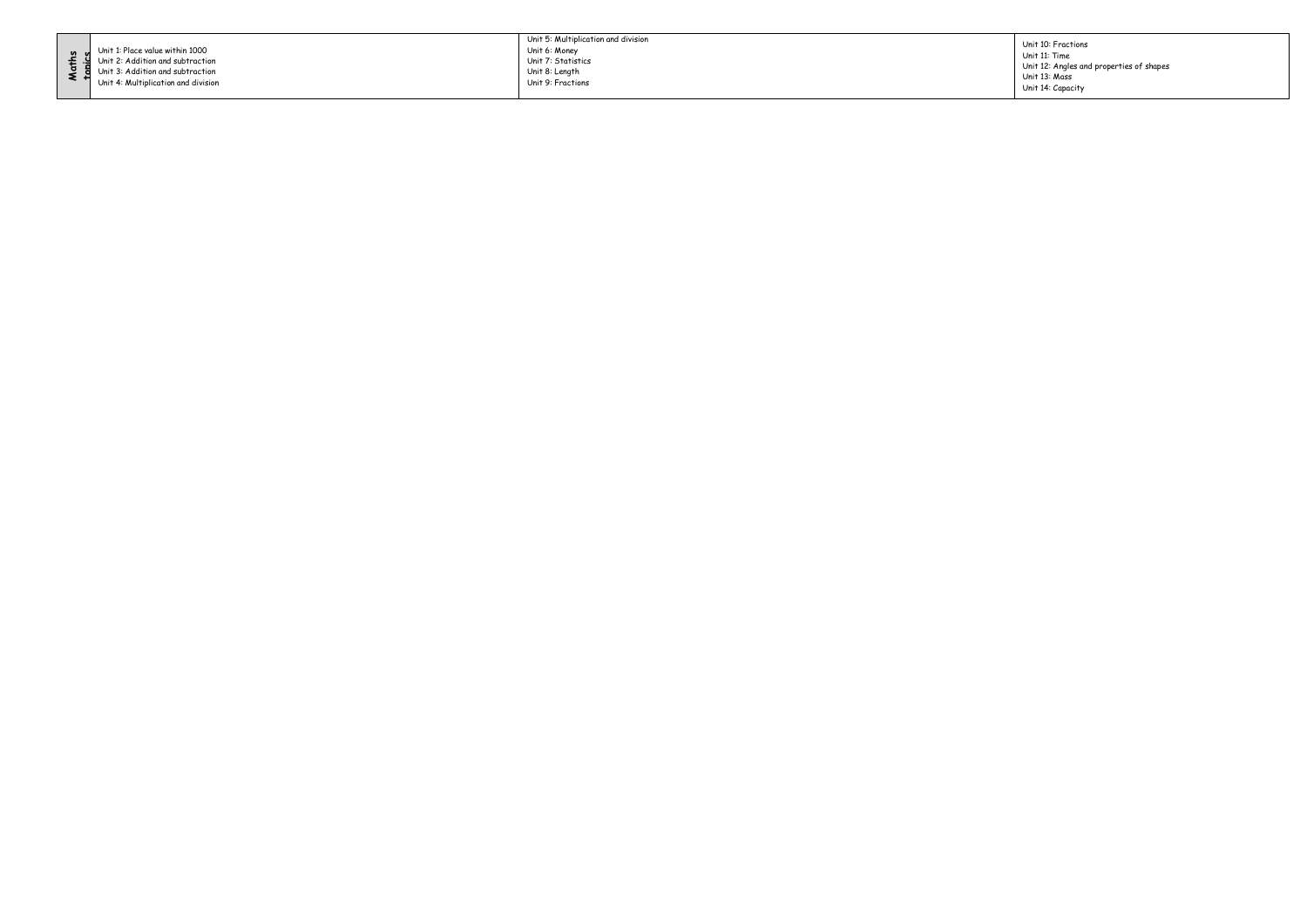| | | | |
|---|---|---|---|
| **Maths topics** | Unit 1: Place value within 1000<br>Unit 2: Addition and subtraction<br>Unit 3: Addition and subtraction<br>Unit 4: Multiplication and division | Unit 5: Multiplication and division<br>Unit 6: Money<br>Unit 7: Statistics<br>Unit 8: Length<br>Unit 9: Fractions | Unit 10: Fractions<br>Unit 11: Time<br>Unit 12: Angles and properties of shapes<br>Unit 13: Mass<br>Unit 14: Capacity |